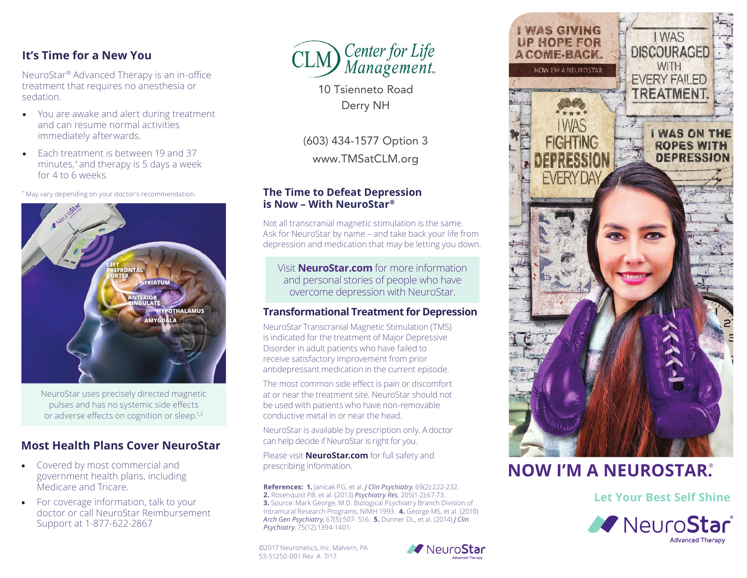## It's Time for a New You

NeuroStar® Advanced Therapy is an in-office treatment that requires no anesthesia or sedation.

- You are awake and alert during treatment and can resume normal activities immediately afterwards.
- Each treatment is between 19 and 37 minutes,* and therapy is 5 days a week for 4 to 6 weeks.

* May vary depending on your doctor's recommendation.

NeuroStar uses precisely directed magnetic pulses and has no systemic side effects or adverse effects on cognition or sleep.[1,2]

## Most Health Plans Cover NeuroStar

- Covered by most commercial and government health plans, including Medicare and Tricare.
- For coverage information, talk to your doctor or call NeuroStar Reimbursement Support at 1-877-622-2867

**CLM Center for Life Management**

10 Tsienneto Road
Derry NH

(603) 434-1577 Option 3
www.TMSatCLM.org

## The Time to Defeat Depression is Now – With NeuroStar®

Not all transcranial magnetic stimulation is the same. Ask for NeuroStar by name – and take back your life from depression and medication that may be letting you down.

Visit **NeuroStar.com** for more information and personal stories of people who have overcome depression with NeuroStar.

## Transformational Treatment for Depression

NeuroStar Transcranial Magnetic Stimulation (TMS) is indicated for the treatment of Major Depressive Disorder in adult patients who have failed to receive satisfactory improvement from prior antidepressant medication in the current episode.

The most common side effect is pain or discomfort at or near the treatment site. NeuroStar should not be used with patients who have non-removable conductive metal in or near the head.

NeuroStar is available by prescription only. A doctor can help decide if NeuroStar is right for you.

Please visit **NeuroStar.com** for full safety and prescribing information.

**References:** **1.** Janicak PG, et al. *J Clin Psychiatry*, 69(2):222-232. **2.** Rosenquist PB, et al. (2013) *Psychiatry Res*, 205(1-2):67-73. **3.** Source: Mark George, M.D. Biological Psychiatry Branch Division of Intramural Research Programs, NIMH 1993. **4.** George MS, et al. (2010) *Arch Gen Psychiatry*, 67(5):507- 516. **5.** Dunner DL, et al. (2014) *J Clin Psychiatry*, 75(12):1394-1401.

©2017 Neuronetics, Inc. Malvern, PA
53-51250-001 Rev A 7/17

# NOW I'M A NEUROSTAR®

**Let Your Best Self Shine**

NeuroStar® Advanced Therapy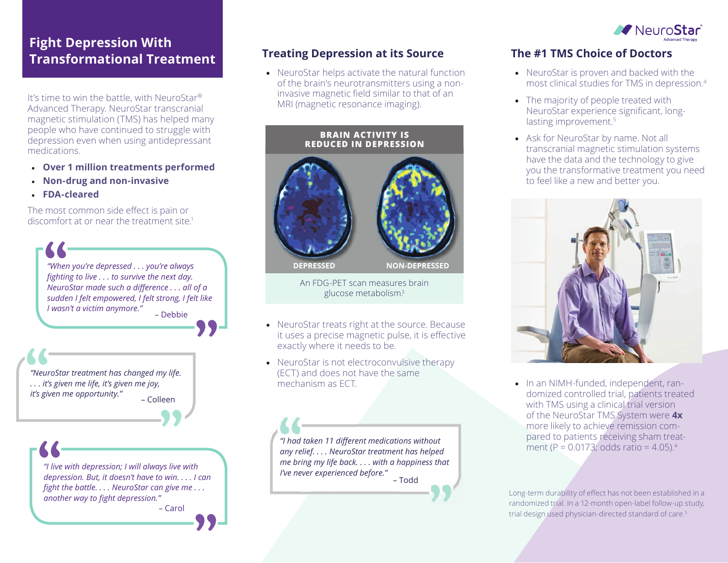## Fight Depression With Transformational Treatment

It's time to win the battle, with NeuroStar® Advanced Therapy. NeuroStar transcranial magnetic stimulation (TMS) has helped many people who have continued to struggle with depression even when using antidepressant medications.

- **Over 1 million treatments performed**
- **Non-drug and non-invasive**
- **FDA-cleared**

The most common side effect is pain or discomfort at or near the treatment site.[1]

> *"When you're depressed . . . you're always fighting to live . . . to survive the next day. NeuroStar made such a difference . . . all of a sudden I felt empowered, I felt strong, I felt like I wasn't a victim anymore."*
> – Debbie

> *"NeuroStar treatment has changed my life. . . . it's given me life, it's given me joy, it's given me opportunity."*
> – Colleen

> *"I live with depression; I will always live with depression. But, it doesn't have to win. . . . I can fight the battle. . . . NeuroStar can give me . . . another way to fight depression."*
> – Carol

## Treating Depression at its Source

- NeuroStar helps activate the natural function of the brain's neurotransmitters using a non-invasive magnetic field similar to that of an MRI (magnetic resonance imaging).

**BRAIN ACTIVITY IS REDUCED IN DEPRESSION**

DEPRESSED

NON-DEPRESSED

An FDG-PET scan measures brain glucose metabolism.[3]

- NeuroStar treats right at the source. Because it uses a precise magnetic pulse, it is effective exactly where it needs to be.
- NeuroStar is not electroconvulsive therapy (ECT) and does not have the same mechanism as ECT.

> *"I had taken 11 different medications without any relief. . . . NeuroStar treatment has helped me bring my life back. . . . with a happiness that I've never experienced before."*
> – Todd

NeuroStar Advanced Therapy

## The #1 TMS Choice of Doctors

- NeuroStar is proven and backed with the most clinical studies for TMS in depression.[4]
- The majority of people treated with NeuroStar experience significant, long-lasting improvement.[5]
- Ask for NeuroStar by name. Not all transcranial magnetic stimulation systems have the data and the technology to give you the transformative treatment you need to feel like a new and better you.
- In an NIMH-funded, independent, randomized controlled trial, patients treated with TMS using a clinical trial version of the NeuroStar TMS System were **4x** more likely to achieve remission compared to patients receiving sham treatment ($P = 0.0173$; odds ratio $= 4.05$).[4]

Long-term durability of effect has not been established in a randomized trial. In a 12-month open-label follow-up study, trial design used physician-directed standard of care.[5]